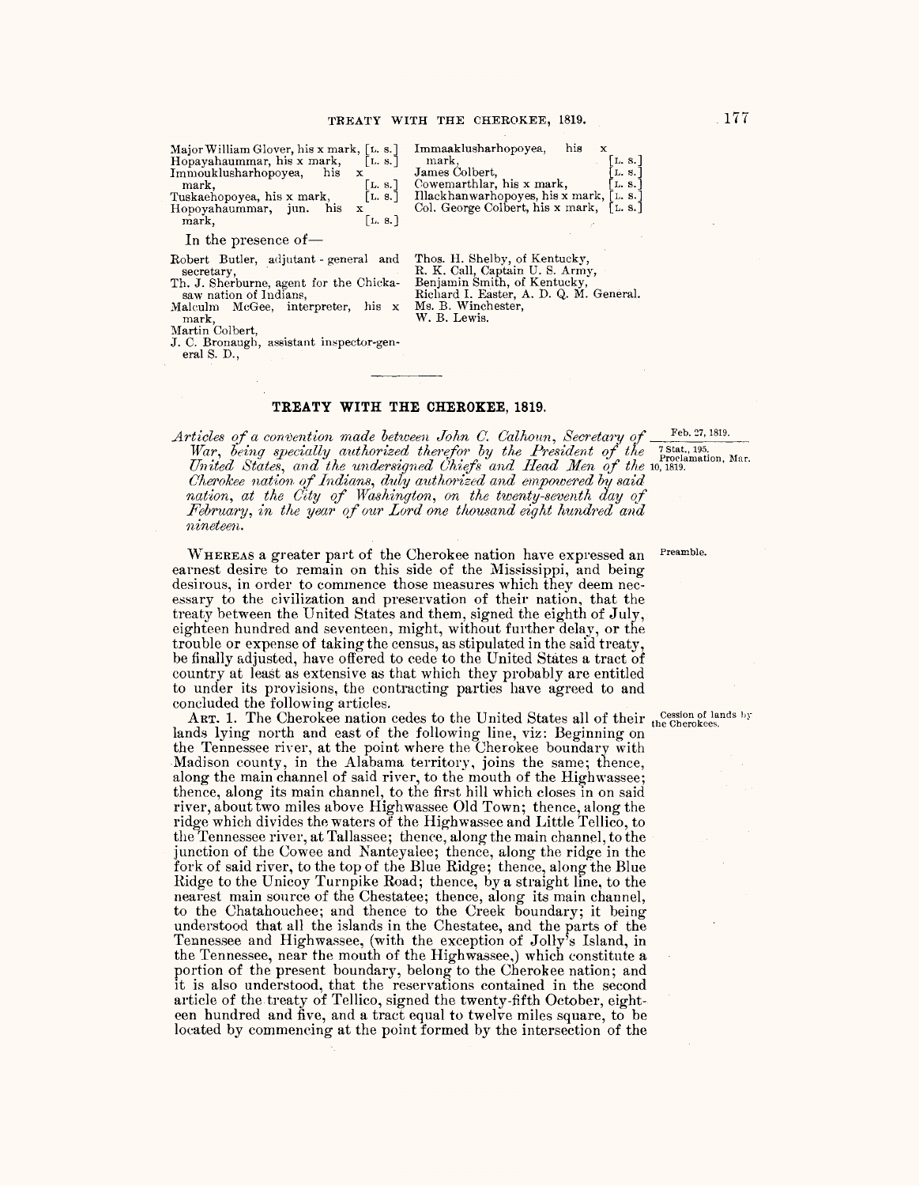Major William Glover, his x mark, [L. S.]
Hopayahaummar, his x mark, [L. S.]
Immouklusharhopoyea, his x mark, [L. S.]
Tuskaehopoyea, his x mark, [L. S.]
Hopoyahaummar, jun. his x mark, [L. S.]
Immaaklusharhopoyea, his x mark, [L. S.]
James Colbert, [L. S.]
Cowemarthlar, his x mark, [L. S.]
Illackhanwarhopoyes, his x mark, [L. S.]
Col. George Colbert, his x mark, [L. S.]

In the presence of—

Robert Butler, adjutant-general and secretary,
Th. J. Sherburne, agent for the Chickasaw nation of Indians,
Malculm McGee, interpreter, his x mark,
Martin Colbert,
J. C. Bronaugh, assistant inspector-general S. D.,
Thos. H. Shelby, of Kentucky,
R. K. Call, Captain U. S. Army,
Benjamin Smith, of Kentucky,
Richard I. Easter, A. D. Q. M. General.
Ms. B. Winchester,
W. B. Lewis.

---

## TREATY WITH THE CHEROKEE, 1819.

Feb. 27, 1819.

7 Stat., 195. Proclamation, Mar. 10, 1819.

*Articles of a convention made between John C. Calhoun, Secretary of War, being specially authorized therefor by the President of the United States, and the undersigned Chiefs and Head Men of the Cherokee nation of Indians, duly authorized and empowered by said nation, at the City of Washington, on the twenty-seventh day of February, in the year of our Lord one thousand eight hundred and nineteen.*

Preamble.

WHEREAS a greater part of the Cherokee nation have expressed an earnest desire to remain on this side of the Mississippi, and being desirous, in order to commence those measures which they deem necessary to the civilization and preservation of their nation, that the treaty between the United States and them, signed the eighth of July, eighteen hundred and seventeen, might, without further delay, or the trouble or expense of taking the census, as stipulated in the said treaty, be finally adjusted, have offered to cede to the United States a tract of country at least as extensive as that which they probably are entitled to under its provisions, the contracting parties have agreed to and concluded the following articles.

Cession of lands by the Cherokees.

ART. 1. The Cherokee nation cedes to the United States all of their lands lying north and east of the following line, viz: Beginning on the Tennessee river, at the point where the Cherokee boundary with Madison county, in the Alabama territory, joins the same; thence, along the main channel of said river, to the mouth of the Highwassee; thence, along its main channel, to the first hill which closes in on said river, about two miles above Highwassee Old Town; thence, along the ridge which divides the waters of the Highwassee and Little Tellico, to the Tennessee river, at Tallassee; thence, along the main channel, to the junction of the Cowee and Nanteyalee; thence, along the ridge in the fork of said river, to the top of the Blue Ridge; thence, along the Blue Ridge to the Unicoy Turnpike Road; thence, by a straight line, to the nearest main source of the Chestatee; thence, along its main channel, to the Chatahouchee; and thence to the Creek boundary; it being understood that all the islands in the Chestatee, and the parts of the Tennessee and Highwassee, (with the exception of Jolly's Island, in the Tennessee, near the mouth of the Highwassee,) which constitute a portion of the present boundary, belong to the Cherokee nation; and it is also understood, that the reservations contained in the second article of the treaty of Tellico, signed the twenty-fifth October, eighteen hundred and five, and a tract equal to twelve miles square, to be located by commencing at the point formed by the intersection of the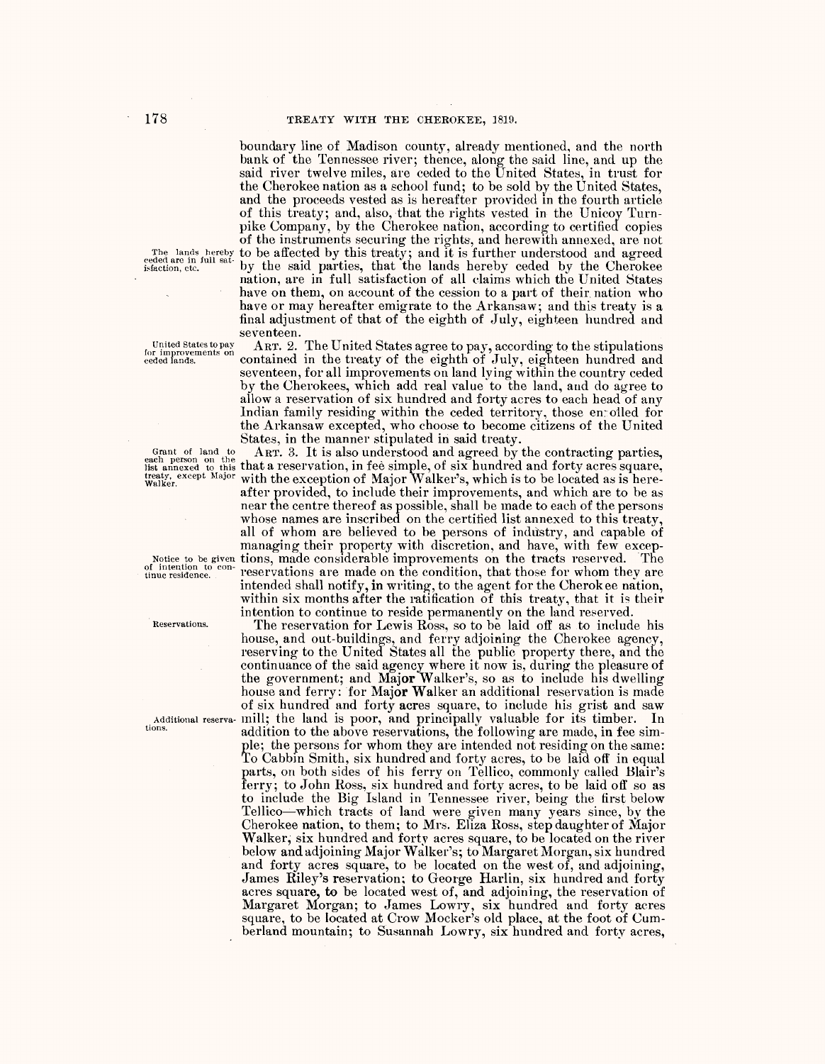boundary line of Madison county, already mentioned, and the north bank of the Tennessee river; thence, along the said line, and up the said river twelve miles, are ceded to the United States, in trust for the Cherokee nation as a school fund; to be sold by the United States, and the proceeds vested as is hereafter provided in the fourth article of this treaty; and, also, that the rights vested in the Unicoy Turnpike Company, by the Cherokee nation, according to certified copies of the instruments securing the rights, and herewith annexed, are not to be affected by this treaty; and it is further understood and agreed by the said parties, that the lands hereby ceded by the Cherokee nation, are in full satisfaction of all claims which the United States have on them, on account of the cession to a part of their nation who have or may hereafter emigrate to the Arkansaw; and this treaty is a final adjustment of that of the eighth of July, eighteen hundred and seventeen.

*The lands hereby ceded are in full satisfaction, etc.*

*United States to pay for improvements on ceded lands.*

ART. 2. The United States agree to pay, according to the stipulations contained in the treaty of the eighth of July, eighteen hundred and seventeen, for all improvements on land lying within the country ceded by the Cherokees, which add real value to the land, and do agree to allow a reservation of six hundred and forty acres to each head of any Indian family residing within the ceded territory, those enrolled for the Arkansaw excepted, who choose to become citizens of the United States, in the manner stipulated in said treaty.

*Grant of land to each person on the list annexed to this treaty, except Major Walker.*

ART. 3. It is also understood and agreed by the contracting parties, that a reservation, in fee simple, of six hundred and forty acres square, with the exception of Major Walker's, which is to be located as is hereafter provided, to include their improvements, and which are to be as near the centre thereof as possible, shall be made to each of the persons whose names are inscribed on the certified list annexed to this treaty, all of whom are believed to be persons of industry, and capable of managing their property with discretion, and have, with few exceptions, made considerable improvements on the tracts reserved. The reservations are made on the condition, that those for whom they are intended shall notify, in writing, to the agent for the Cherokee nation, within six months after the ratification of this treaty, that it is their intention to continue to reside permanently on the land reserved.

*Notice to be given of intention to continue residence.*

*Reservations.*

The reservation for Lewis Ross, so to be laid off as to include his house, and out-buildings, and ferry adjoining the Cherokee agency, reserving to the United States all the public property there, and the continuance of the said agency where it now is, during the pleasure of the government; and Major Walker's, so as to include his dwelling house and ferry: for Major Walker an additional reservation is made of six hundred and forty acres square, to include his grist and saw mill; the land is poor, and principally valuable for its timber. In addition to the above reservations, the following are made, in fee simple; the persons for whom they are intended not residing on the same: To Cabbin Smith, six hundred and forty acres, to be laid off in equal parts, on both sides of his ferry on Tellico, commonly called Blair's ferry; to John Ross, six hundred and forty acres, to be laid off so as to include the Big Island in Tennessee river, being the first below Tellico—which tracts of land were given many years since, by the Cherokee nation, to them; to Mrs. Eliza Ross, step daughter of Major Walker, six hundred and forty acres square, to be located on the river below and adjoining Major Walker's; to Margaret Morgan, six hundred and forty acres square, to be located on the west of, and adjoining, James Riley's reservation; to George Harlin, six hundred and forty acres square, to be located west of, and adjoining, the reservation of Margaret Morgan; to James Lowry, six hundred and forty acres square, to be located at Crow Mocker's old place, at the foot of Cumberland mountain; to Susannah Lowry, six hundred and forty acres,

*Additional reservations.*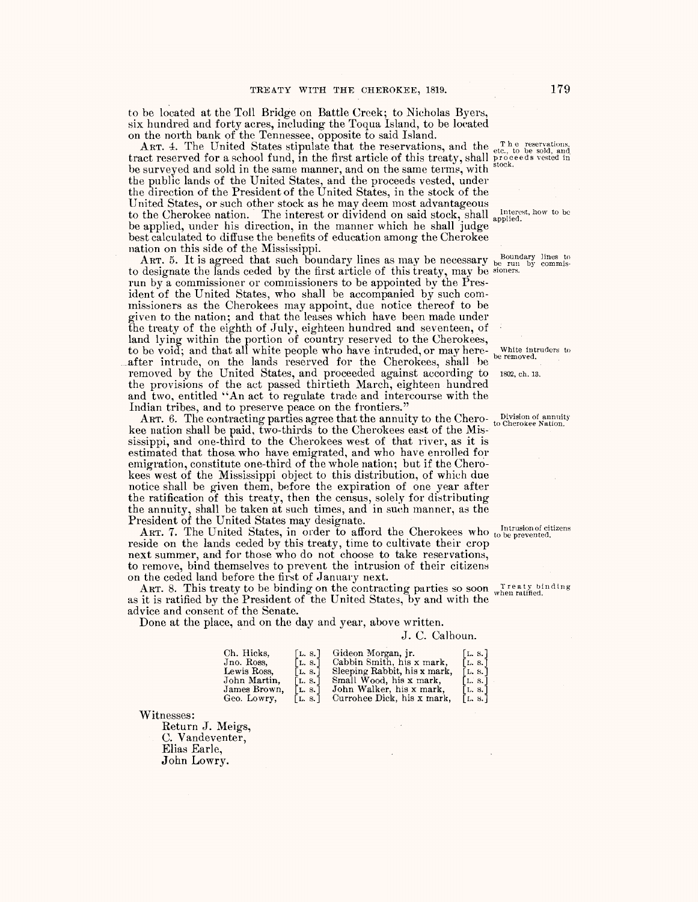to be located at the Toll Bridge on Battle Creek; to Nicholas Byers, six hundred and forty acres, including the Toqua Island, to be located on the north bank of the Tennessee, opposite to said Island.

ART. 4. The United States stipulate that the reservations, and the tract reserved for a school fund, in the first article of this treaty, shall be surveyed and sold in the same manner, and on the same terms, with the public lands of the United States, and the proceeds vested, under the direction of the President of the United States, in the stock of the United States, or such other stock as he may deem most advantageous to the Cherokee nation. The interest or dividend on said stock, shall be applied, under his direction, in the manner which he shall judge best calculated to diffuse the benefits of education among the Cherokee nation on this side of the Mississippi.

*The reservations, etc., to be sold, and proceeds vested in stock.*

*Interest, how to be applied.*

ART. 5. It is agreed that such boundary lines as may be necessary to designate the lands ceded by the first article of this treaty, may be run by a commissioner or commissioners to be appointed by the President of the United States, who shall be accompanied by such commissioners as the Cherokees may appoint, due notice thereof to be given to the nation; and that the leases which have been made under the treaty of the eighth of July, eighteen hundred and seventeen, of land lying within the portion of country reserved to the Cherokees, to be void; and that all white people who have intruded, or may hereafter intrude, on the lands reserved for the Cherokees, shall be removed by the United States, and proceeded against according to the provisions of the act passed thirtieth March, eighteen hundred and two, entitled "An act to regulate trade and intercourse with the Indian tribes, and to preserve peace on the frontiers."

*Boundary lines to be run by commissioners.*

*White intruders to be removed.*

*1802, ch. 13.*

ART. 6. The contracting parties agree that the annuity to the Cherokee nation shall be paid, two-thirds to the Cherokees east of the Mississippi, and one-third to the Cherokees west of that river, as it is estimated that those who have emigrated, and who have enrolled for emigration, constitute one-third of the whole nation; but if the Cherokees west of the Mississippi object to this distribution, of which due notice shall be given them, before the expiration of one year after the ratification of this treaty, then the census, solely for distributing the annuity, shall be taken at such times, and in such manner, as the President of the United States may designate.

*Division of annuity to Cherokee Nation.*

ART. 7. The United States, in order to afford the Cherokees who reside on the lands ceded by this treaty, time to cultivate their crop next summer, and for those who do not choose to take reservations, to remove, bind themselves to prevent the intrusion of their citizens on the ceded land before the first of January next.

*Intrusion of citizens to be prevented.*

ART. 8. This treaty to be binding on the contracting parties so soon as it is ratified by the President of the United States, by and with the advice and consent of the Senate.

*Treaty binding when ratified.*

Done at the place, and on the day and year, above written.

J. C. Calhoun.

| | | | |
|---|---|---|---|
| Ch. Hicks, | [L. S.] | Gideon Morgan, jr. | [L. S.] |
| Jno. Ross, | [L. S.] | Cabbin Smith, his x mark, | [L. S.] |
| Lewis Ross, | [L. S.] | Sleeping Rabbit, his x mark, | [L. S.] |
| John Martin, | [L. S.] | Small Wood, his x mark, | [L. S.] |
| James Brown, | [L. S.] | John Walker, his x mark, | [L. S.] |
| Geo. Lowry, | [L. S.] | Currohee Dick, his x mark, | [L. S.] |

Witnesses:

Return J. Meigs,
C. Vandeventer,
Elias Earle,
John Lowry.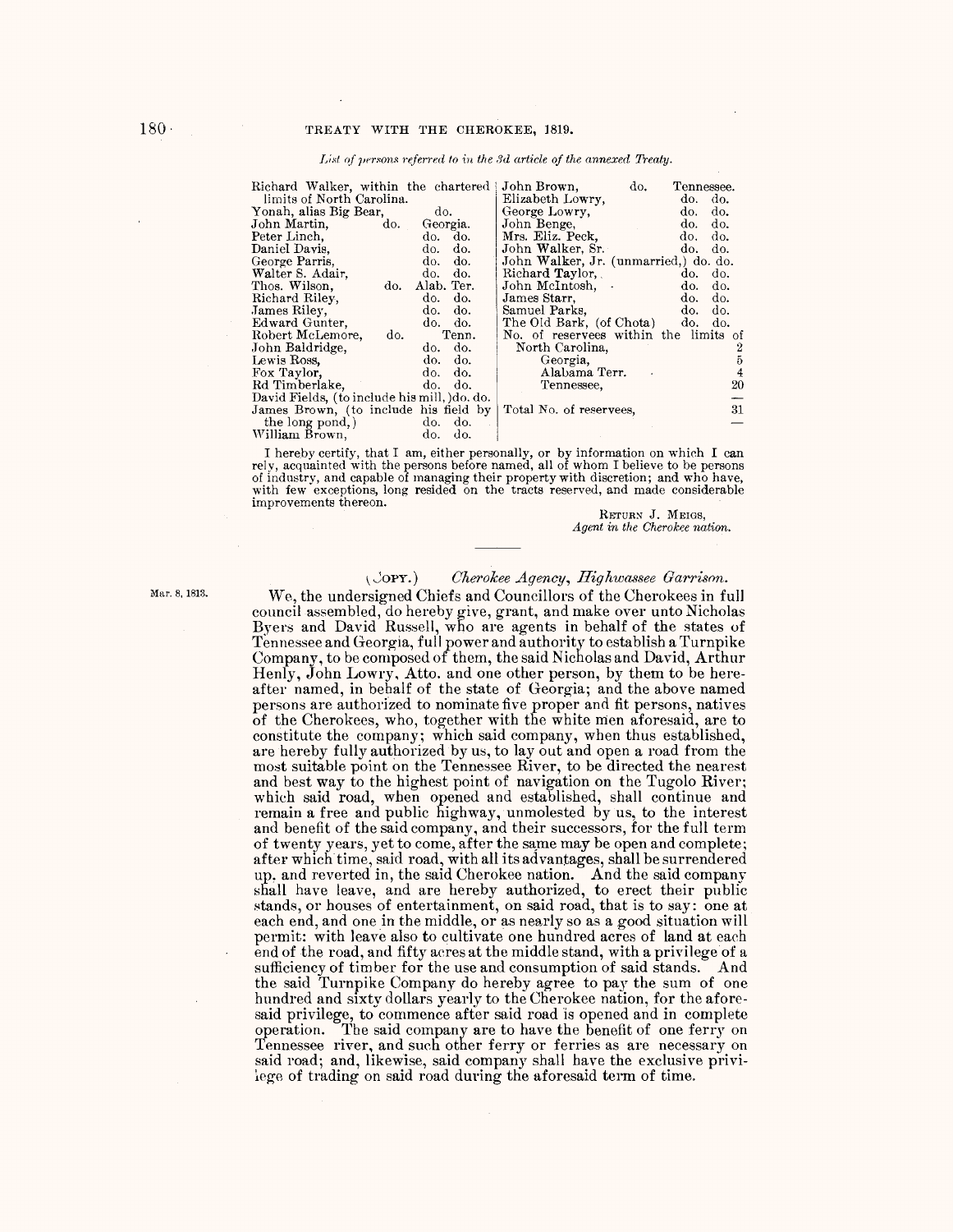*List of persons referred to in the 3d article of the annexed Treaty.*

| | |
|---|---|
| Richard Walker, within the chartered limits of North Carolina. | John Brown, do. Tennessee. |
| Yonah, alias Big Bear, do. | Elizabeth Lowry, do. do. |
| John Martin, do. Georgia. | George Lowry, do. do. |
| Peter Linch, do. do. | John Benge, do. do. |
| Daniel Davis, do. do. | Mrs. Eliz. Peck, do. do. |
| George Parris, do. do. | John Walker, Sr. do. do. |
| Walter S. Adair, do. do. | John Walker, Jr. (unmarried,) do. do. |
| Thos. Wilson, do. Alab. Ter. | Richard Taylor, do. do. |
| Richard Riley, do. do. | John McIntosh, do. do. |
| James Riley, do. do. | James Starr, do. do. |
| Edward Gunter, do. do. | Samuel Parks, do. do. |
| Robert McLemore, do. Tenn. | The Old Bark, (of Chota) do. do. |
| John Baldridge, do. do. | No. of reservees within the limits of |
| Lewis Ross, do. do. | North Carolina, 2 |
| Fox Taylor, do. do. | Georgia, 5 |
| Rd Timberlake, do. do. | Alabama Terr. 4 |
| David Fields, (to include his mill,) do. do. | Tennessee, 20 |
| James Brown, (to include his field by the long pond,) do. do. | Total No. of reservees, 31 |
| William Brown, do. do. | |

I hereby certify, that I am, either personally, or by information on which I can rely, acquainted with the persons before named, all of whom I believe to be persons of industry, and capable of managing their property with discretion; and who have, with few exceptions, long resided on the tracts reserved, and made considerable improvements thereon.

RETURN J. MEIGS,
*Agent in the Cherokee nation.*

---

(COPY.) *Cherokee Agency, Highwassee Garrison.*

Mar. 8, 1813.

We, the undersigned Chiefs and Councillors of the Cherokees in full council assembled, do hereby give, grant, and make over unto Nicholas Byers and David Russell, who are agents in behalf of the states of Tennessee and Georgia, full power and authority to establish a Turnpike Company, to be composed of them, the said Nicholas and David, Arthur Henly, John Lowry, Atto. and one other person, by them to be hereafter named, in behalf of the state of Georgia; and the above named persons are authorized to nominate five proper and fit persons, natives of the Cherokees, who, together with the white men aforesaid, are to constitute the company; which said company, when thus established, are hereby fully authorized by us, to lay out and open a road from the most suitable point on the Tennessee River, to be directed the nearest and best way to the highest point of navigation on the Tugolo River; which said road, when opened and established, shall continue and remain a free and public highway, unmolested by us, to the interest and benefit of the said company, and their successors, for the full term of twenty years, yet to come, after the same may be open and complete; after which time, said road, with all its advantages, shall be surrendered up, and reverted in, the said Cherokee nation. And the said company shall have leave, and are hereby authorized, to erect their public stands, or houses of entertainment, on said road, that is to say: one at each end, and one in the middle, or as nearly so as a good situation will permit: with leave also to cultivate one hundred acres of land at each end of the road, and fifty acres at the middle stand, with a privilege of a sufficiency of timber for the use and consumption of said stands. And the said Turnpike Company do hereby agree to pay the sum of one hundred and sixty dollars yearly to the Cherokee nation, for the aforesaid privilege, to commence after said road is opened and in complete operation. The said company are to have the benefit of one ferry on Tennessee river, and such other ferry or ferries as are necessary on said road; and, likewise, said company shall have the exclusive privilege of trading on said road during the aforesaid term of time.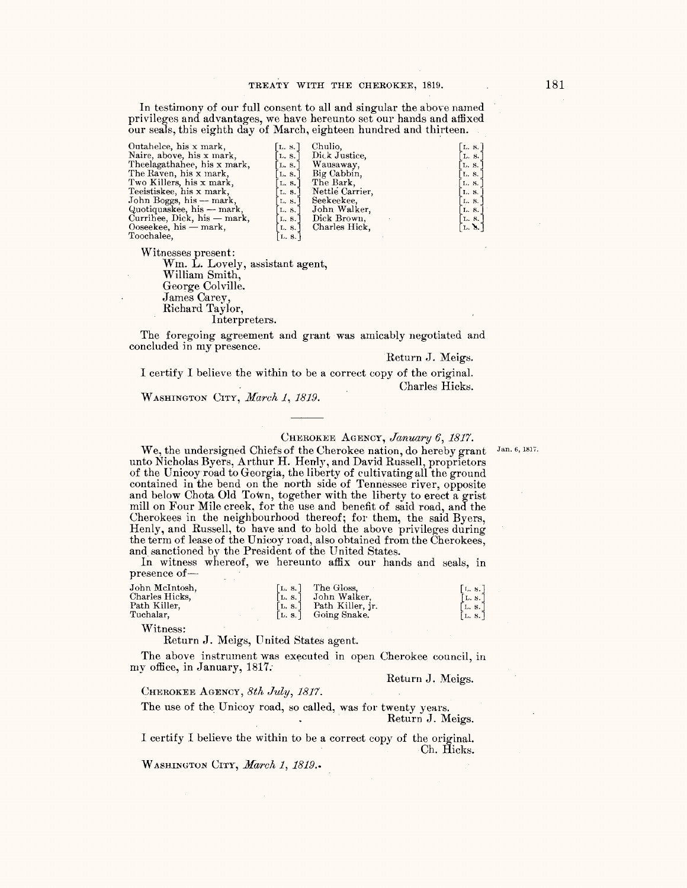In testimony of our full consent to all and singular the above named privileges and advantages, we have hereunto set our hands and affixed our seals, this eighth day of March, eighteen hundred and thirteen.

| | | | |
|---|---|---|---|
| Outahelce, his x mark, | [L. S.] | Chulio, | [L. S.] |
| Naire, above, his x mark, | [L. S.] | Dick Justice, | [L. S.] |
| Theelagathahee, his x mark, | [L. S.] | Wausaway, | [L. S.] |
| The Raven, his x mark, | [L. S.] | Big Cabbin, | [L. S.] |
| Two Killers, his x mark, | [L. S.] | The Bark, | [L. S.] |
| Teeistiskee, his x mark, | [L. S.] | Nettle Carrier, | [L. S.] |
| John Boggs, his — mark, | [L. S.] | Seekeekee, | [L. S.] |
| Quotiquaskee, his — mark, | [L. S.] | John Walker, | [L. S.] |
| Currihee, Dick, his — mark, | [L. S.] | Dick Brown, | [L. S.] |
| Ooseekee, his — mark, | [L. S.] | Charles Hick, | [L. S.] |
| Toochalee, | [L. S.] | | |

Witnesses present:

Wm. L. Lovely, assistant agent,
William Smith,
George Colville.
James Carey,
Richard Taylor,
Interpreters.

The foregoing agreement and grant was amicably negotiated and concluded in my presence.

Return J. Meigs.

I certify I believe the within to be a correct copy of the original.

Charles Hicks.

WASHINGTON CITY, *March 1, 1819.*

---

CHEROKEE AGENCY, *January 6, 1817.*

Jan. 6, 1817.

We, the undersigned Chiefs of the Cherokee nation, do hereby grant unto Nicholas Byers, Arthur H. Henly, and David Russell, proprietors of the Unicoy road to Georgia, the liberty of cultivating all the ground contained in the bend on the north side of Tennessee river, opposite and below Chota Old Town, together with the liberty to erect a grist mill on Four Mile creek, for the use and benefit of said road, and the Cherokees in the neighbourhood thereof; for them, the said Byers, Henly, and Russell, to have and to hold the above privileges during the term of lease of the Unicoy road, also obtained from the Cherokees, and sanctioned by the President of the United States.

In witness whereof, we hereunto affix our hands and seals, in presence of—

| | | | |
|---|---|---|---|
| John McIntosh, | [L. S.] | The Gloss, | [L. S.] |
| Charles Hicks, | [L. S.] | John Walker, | [L. S.] |
| Path Killer, | [L. S.] | Path Killer, jr. | [L. S.] |
| Tuchalar, | [L. S.] | Going Snake. | [L. S.] |

Witness:

Return J. Meigs, United States agent.

The above instrument was executed in open Cherokee council, in my office, in January, 1817.

Return J. Meigs.

CHEROKEE AGENCY, *8th July, 1817.*

The use of the Unicoy road, so called, was for twenty years.

Return J. Meigs.

I certify I believe the within to be a correct copy of the original.

Ch. Hicks.

WASHINGTON CITY, *March 1, 1819.*